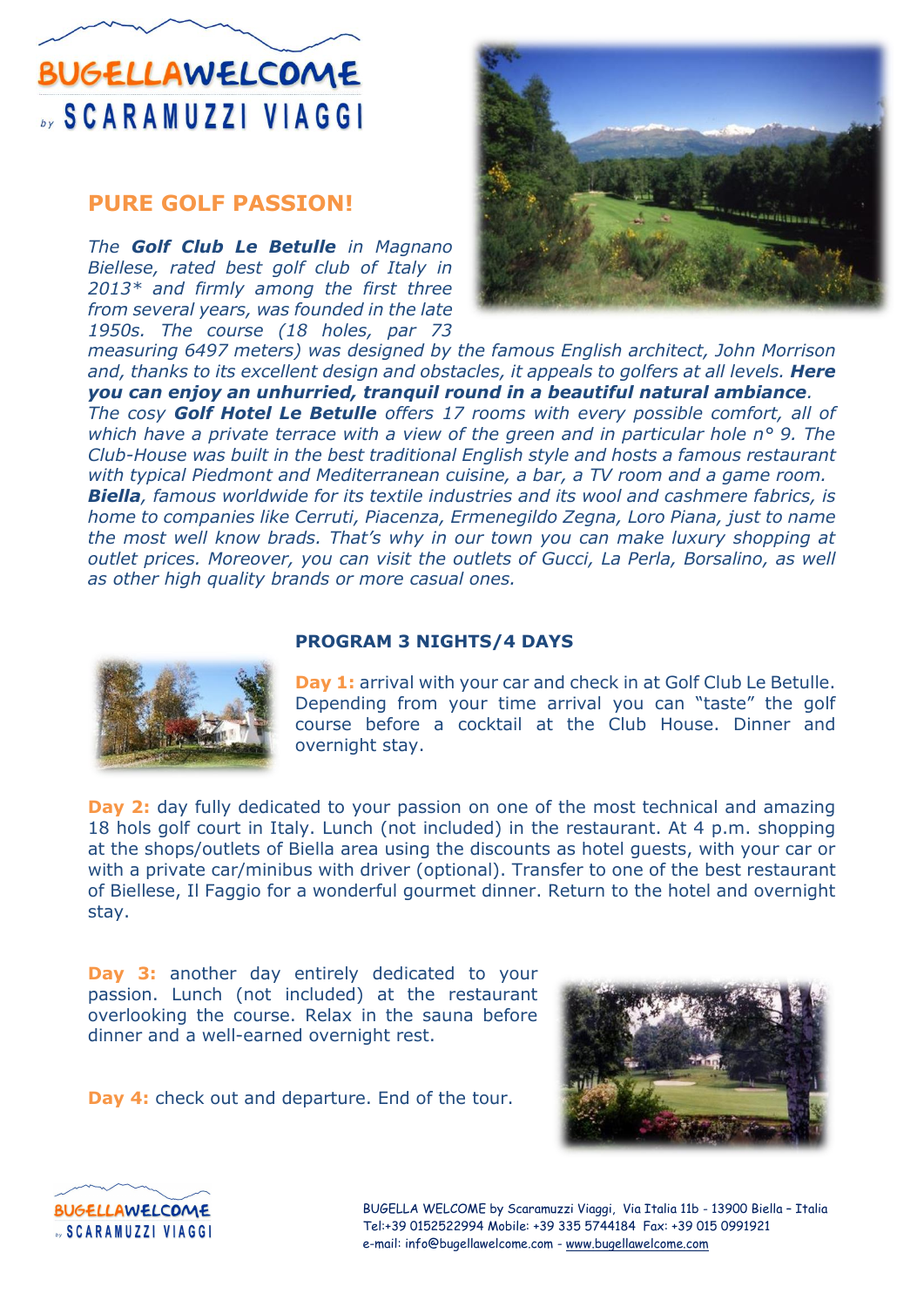# BUGELLAWELCOME

by SCARAMUZZI VIAGGI

## PURE GOLF PASSION!

*The **Golf Club Le Betulle** in Magnano Biellese, rated best golf club of Italy in 2013\* and firmly among the first three from several years, was founded in the late 1950s. The course (18 holes, par 73 measuring 6497 meters) was designed by the famous English architect, John Morrison and, thanks to its excellent design and obstacles, it appeals to golfers at all levels.* ***Here you can enjoy an unhurried, tranquil round in a beautiful natural ambiance****.*

*The cosy **Golf Hotel Le Betulle** offers 17 rooms with every possible comfort, all of which have a private terrace with a view of the green and in particular hole n° 9. The Club-House was built in the best traditional English style and hosts a famous restaurant with typical Piedmont and Mediterranean cuisine, a bar, a TV room and a game room.*

***Biella****, famous worldwide for its textile industries and its wool and cashmere fabrics, is home to companies like Cerruti, Piacenza, Ermenegildo Zegna, Loro Piana, just to name the most well know brads. That's why in our town you can make luxury shopping at outlet prices. Moreover, you can visit the outlets of Gucci, La Perla, Borsalino, as well as other high quality brands or more casual ones.*

### PROGRAM 3 NIGHTS/4 DAYS

**Day 1:** arrival with your car and check in at Golf Club Le Betulle. Depending from your time arrival you can "taste" the golf course before a cocktail at the Club House. Dinner and overnight stay.

**Day 2:** day fully dedicated to your passion on one of the most technical and amazing 18 hols golf court in Italy. Lunch (not included) in the restaurant. At 4 p.m. shopping at the shops/outlets of Biella area using the discounts as hotel guests, with your car or with a private car/minibus with driver (optional). Transfer to one of the best restaurant of Biellese, Il Faggio for a wonderful gourmet dinner. Return to the hotel and overnight stay.

**Day 3:** another day entirely dedicated to your passion. Lunch (not included) at the restaurant overlooking the course. Relax in the sauna before dinner and a well-earned overnight rest.

**Day 4:** check out and departure. End of the tour.

BUGELLA WELCOME by Scaramuzzi Viaggi, Via Italia 11b - 13900 Biella – Italia
Tel:+39 0152522994 Mobile: +39 335 5744184 Fax: +39 015 0991921
e-mail: info@bugellawelcome.com - www.bugellawelcome.com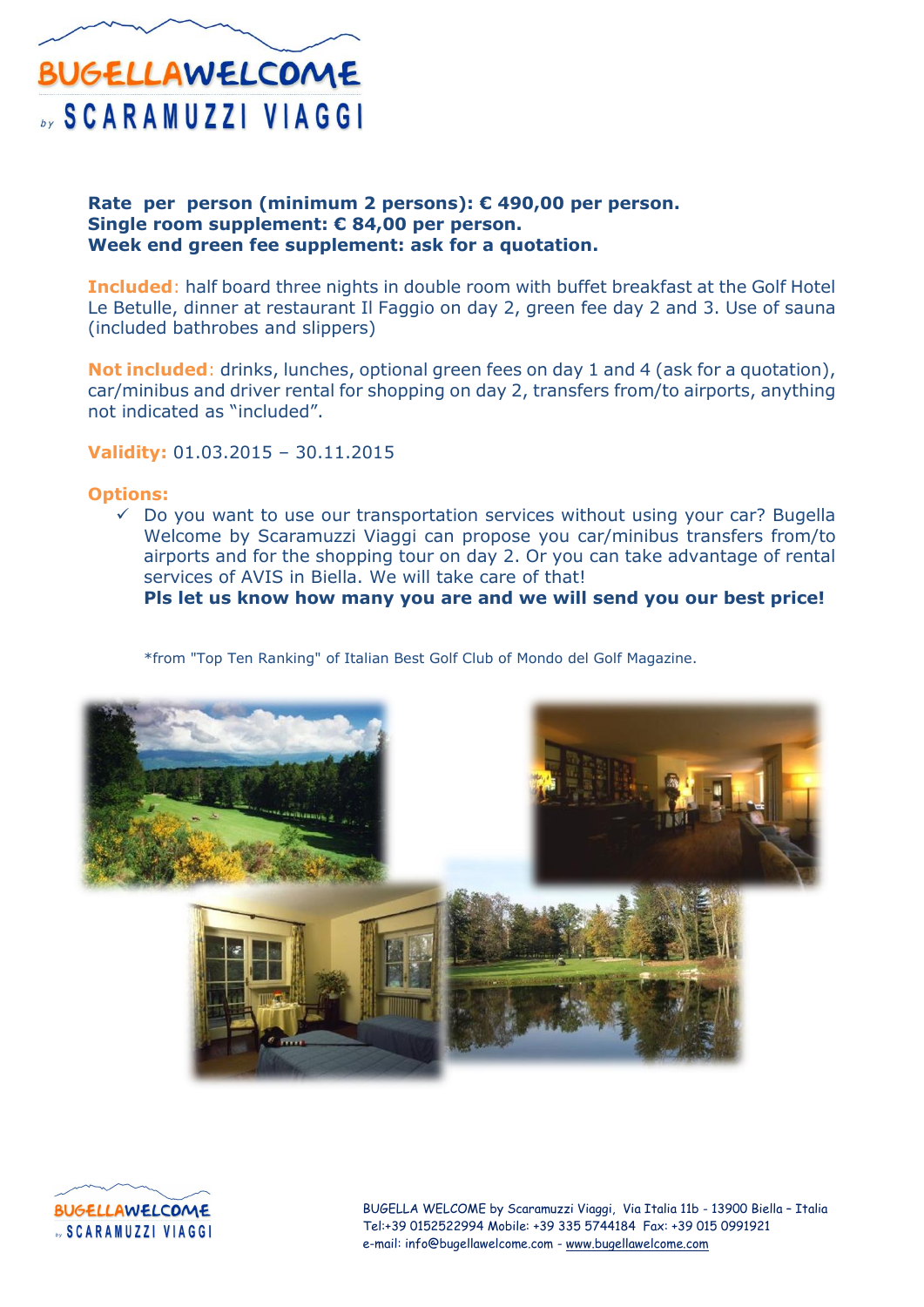**Rate per person (minimum 2 persons): € 490,00 per person.**
**Single room supplement: € 84,00 per person.**
**Week end green fee supplement: ask for a quotation.**

**Included**: half board three nights in double room with buffet breakfast at the Golf Hotel Le Betulle, dinner at restaurant Il Faggio on day 2, green fee day 2 and 3. Use of sauna (included bathrobes and slippers)

**Not included**: drinks, lunches, optional green fees on day 1 and 4 (ask for a quotation), car/minibus and driver rental for shopping on day 2, transfers from/to airports, anything not indicated as "included".

**Validity:** 01.03.2015 – 30.11.2015

**Options:**

- ✓ Do you want to use our transportation services without using your car? Bugella Welcome by Scaramuzzi Viaggi can propose you car/minibus transfers from/to airports and for the shopping tour on day 2. Or you can take advantage of rental services of AVIS in Biella. We will take care of that!
  **Pls let us know how many you are and we will send you our best price!**

*from "Top Ten Ranking" of Italian Best Golf Club of Mondo del Golf Magazine.

BUGELLA WELCOME by Scaramuzzi Viaggi, Via Italia 11b - 13900 Biella – Italia
Tel:+39 0152522994 Mobile: +39 335 5744184 Fax: +39 015 0991921
e-mail: info@bugellawelcome.com - www.bugellawelcome.com